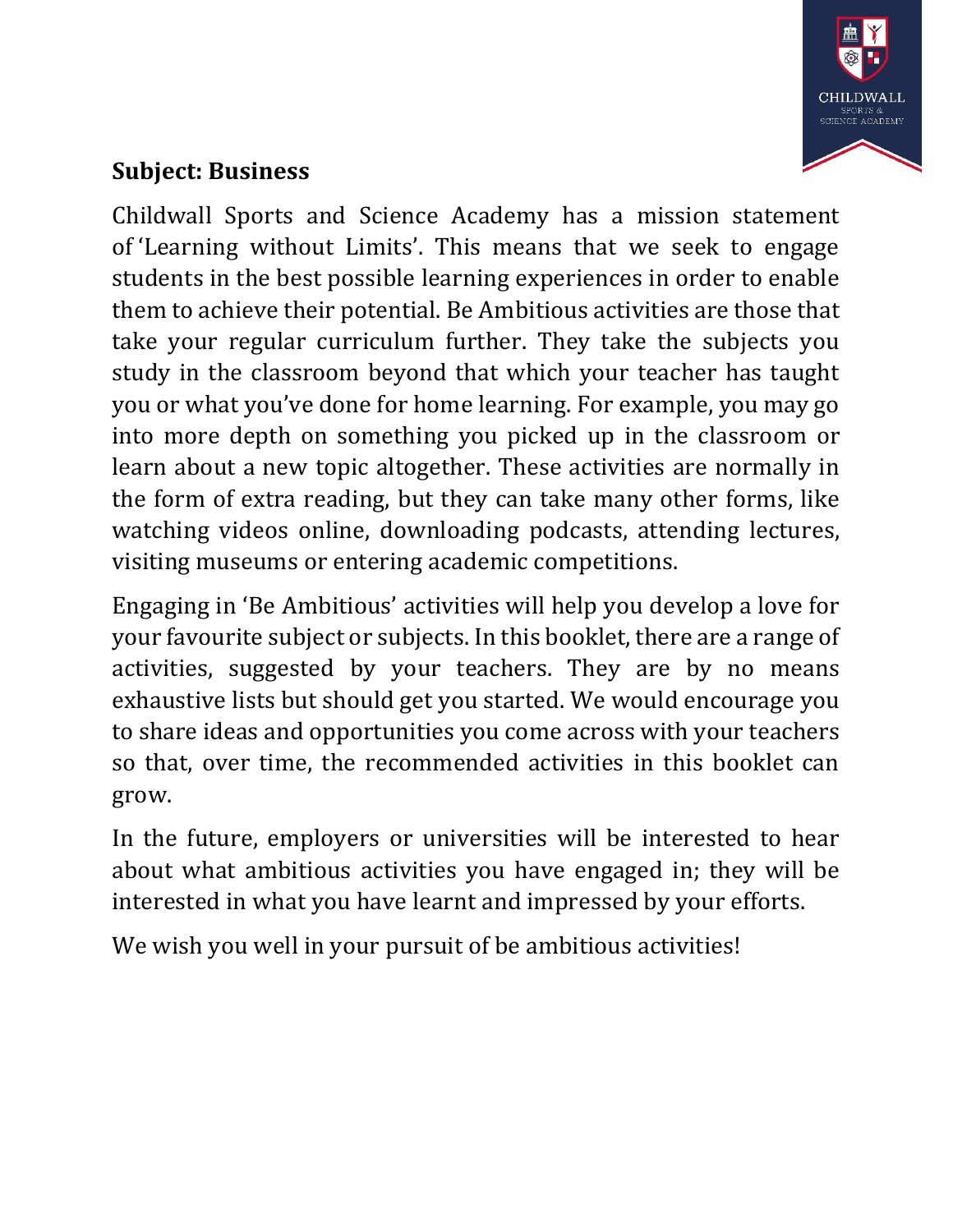**Subject: Business**

Childwall Sports and Science Academy has a mission statement of 'Learning without Limits'. This means that we seek to engage students in the best possible learning experiences in order to enable them to achieve their potential. Be Ambitious activities are those that take your regular curriculum further. They take the subjects you study in the classroom beyond that which your teacher has taught you or what you've done for home learning. For example, you may go into more depth on something you picked up in the classroom or learn about a new topic altogether. These activities are normally in the form of extra reading, but they can take many other forms, like watching videos online, downloading podcasts, attending lectures, visiting museums or entering academic competitions.

Engaging in 'Be Ambitious' activities will help you develop a love for your favourite subject or subjects. In this booklet, there are a range of activities, suggested by your teachers. They are by no means exhaustive lists but should get you started. We would encourage you to share ideas and opportunities you come across with your teachers so that, over time, the recommended activities in this booklet can grow.

In the future, employers or universities will be interested to hear about what ambitious activities you have engaged in; they will be interested in what you have learnt and impressed by your efforts.

We wish you well in your pursuit of be ambitious activities!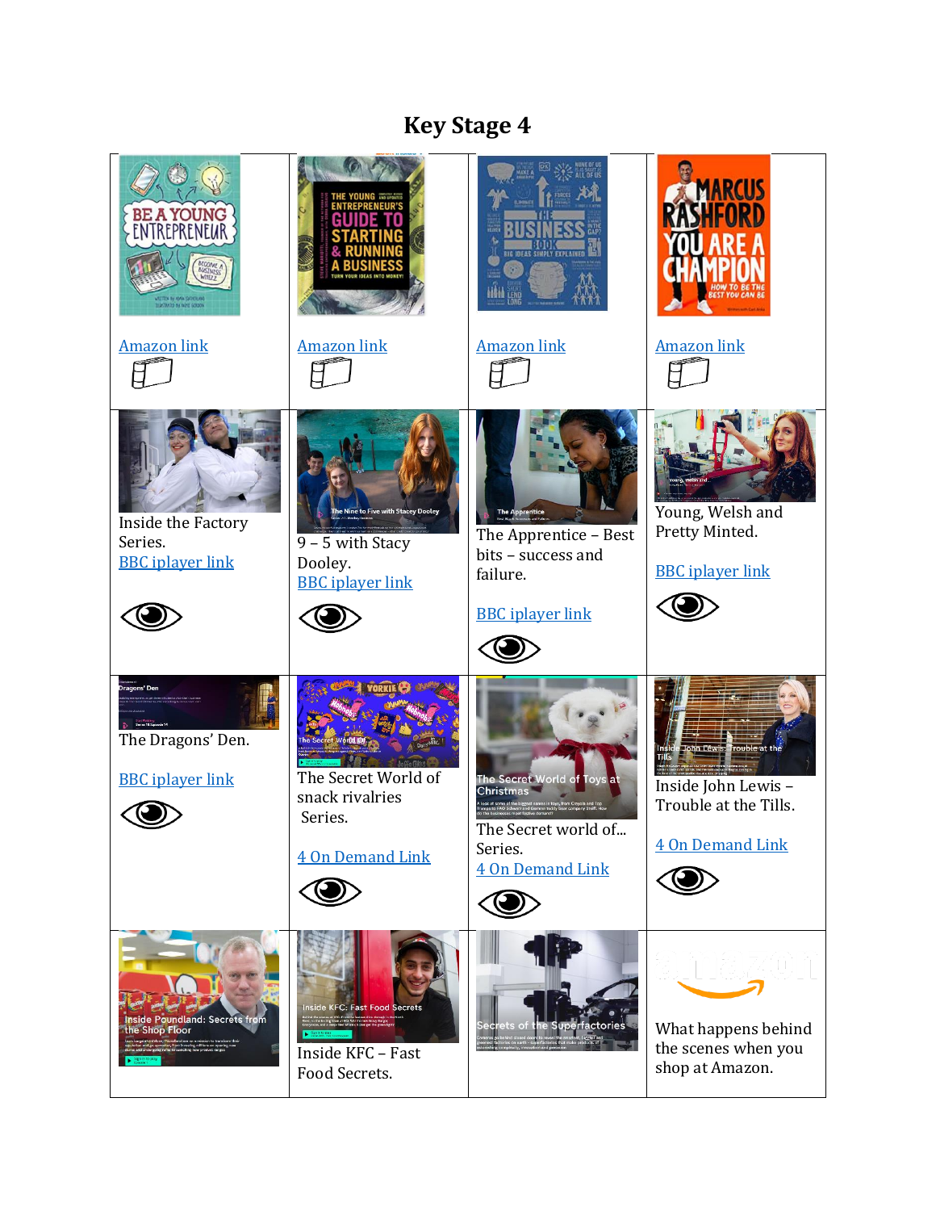# Key Stage 4

| | | | |
|---|---|---|---|
| Amazon link | Amazon link | Amazon link | Amazon link |
| Inside the Factory Series. BBC iplayer link | 9 – 5 with Stacy Dooley. BBC iplayer link | The Apprentice – Best bits – success and failure. BBC iplayer link | Young, Welsh and Pretty Minted. BBC iplayer link |
| The Dragons' Den. BBC iplayer link | The Secret World of snack rivalries Series. 4 On Demand Link | The Secret world of... Series. 4 On Demand Link | Inside John Lewis – Trouble at the Tills. 4 On Demand Link |
| | Inside KFC – Fast Food Secrets. | | What happens behind the scenes when you shop at Amazon. |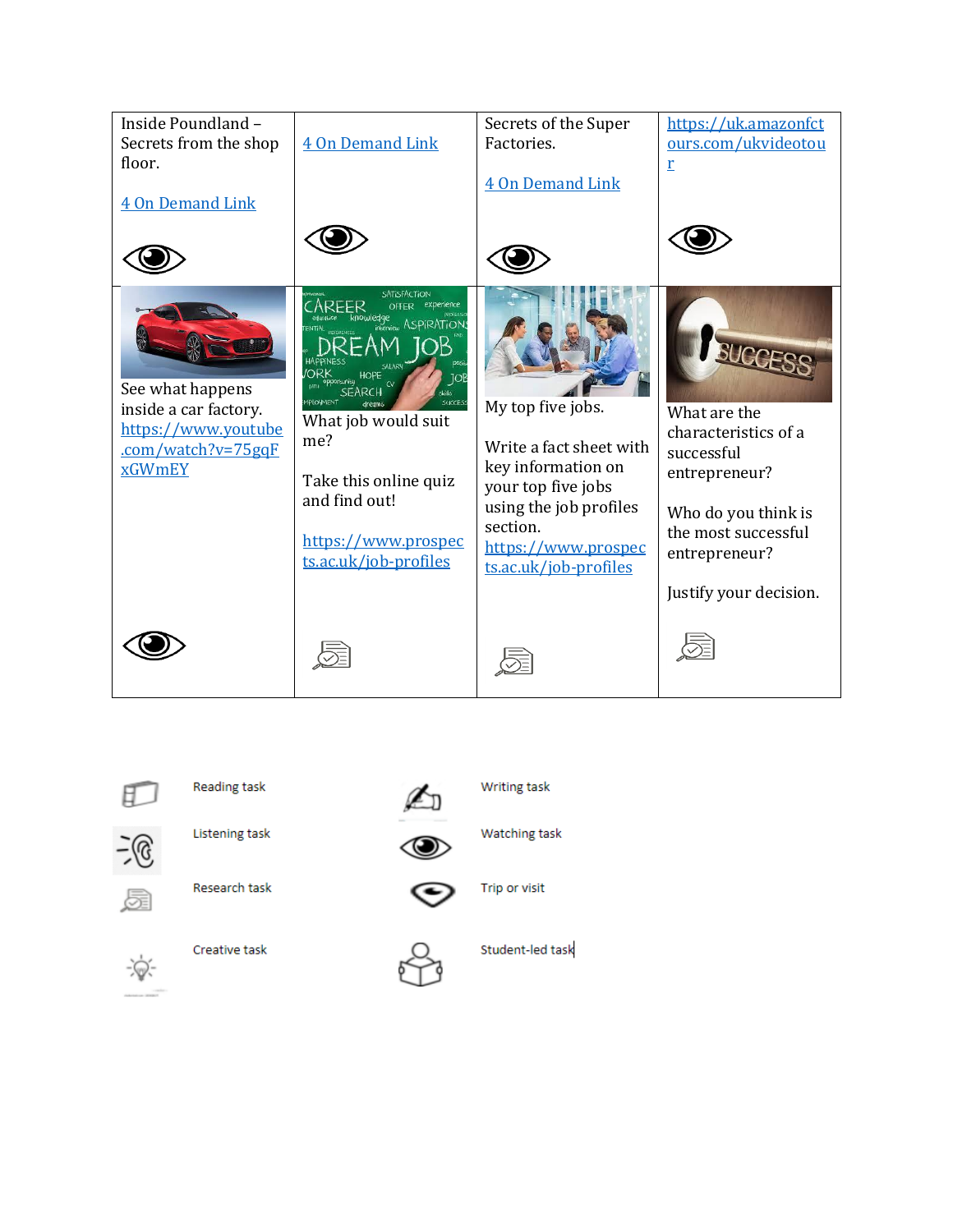| | | | |
|---|---|---|---|
| Inside Poundland – Secrets from the shop floor.<br><br>4 On Demand Link | 4 On Demand Link | Secrets of the Super Factories.<br><br>4 On Demand Link | https://uk.amazonfctours.com/ukvideotour |
| See what happens inside a car factory. https://www.youtube.com/watch?v=75gqFxGWmEY | What job would suit me?<br><br>Take this online quiz and find out!<br><br>https://www.prospects.ac.uk/job-profiles | My top five jobs.<br><br>Write a fact sheet with key information on your top five jobs using the job profiles section. https://www.prospects.ac.uk/job-profiles | What are the characteristics of a successful entrepreneur?<br><br>Who do you think is the most successful entrepreneur?<br><br>Justify your decision. |

| | |
|---|---|
| Reading task | Writing task |
| Listening task | Watching task |
| Research task | Trip or visit |
| Creative task | Student-led task |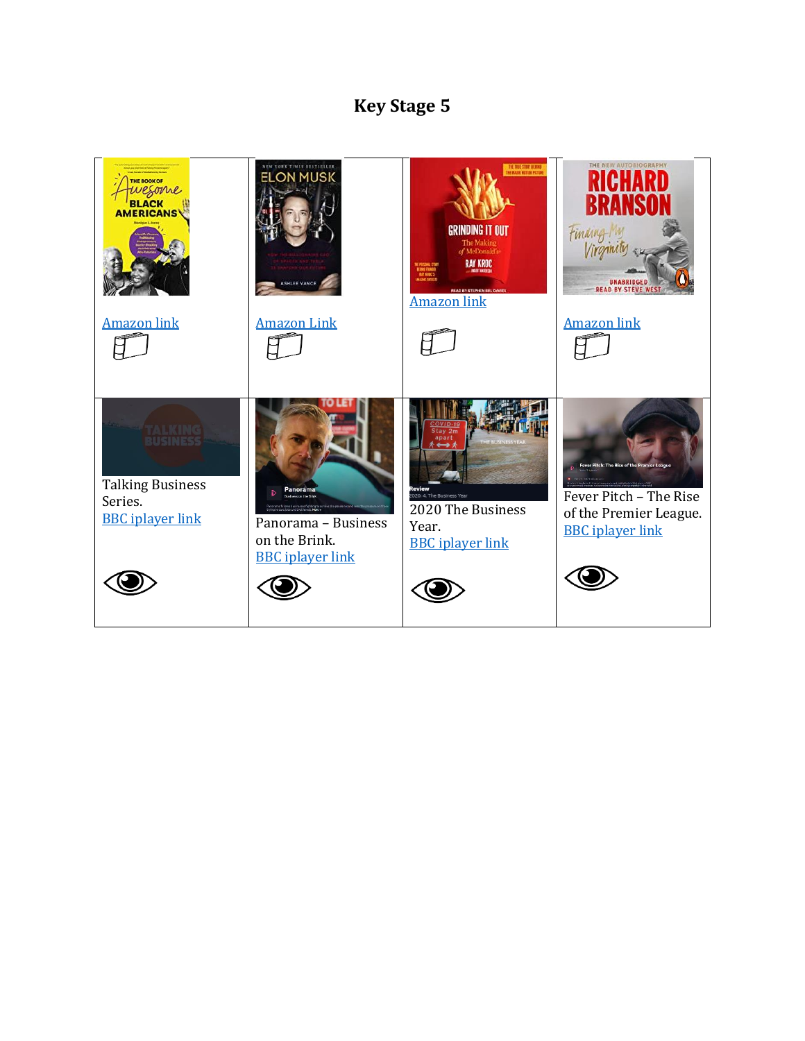# Key Stage 5

| | | | |
|---|---|---|---|
| Amazon link | Amazon Link | Amazon link | Amazon link |
| Talking Business Series. BBC iplayer link | Panorama – Business on the Brink. BBC iplayer link | 2020 The Business Year. BBC iplayer link | Fever Pitch – The Rise of the Premier League. BBC iplayer link |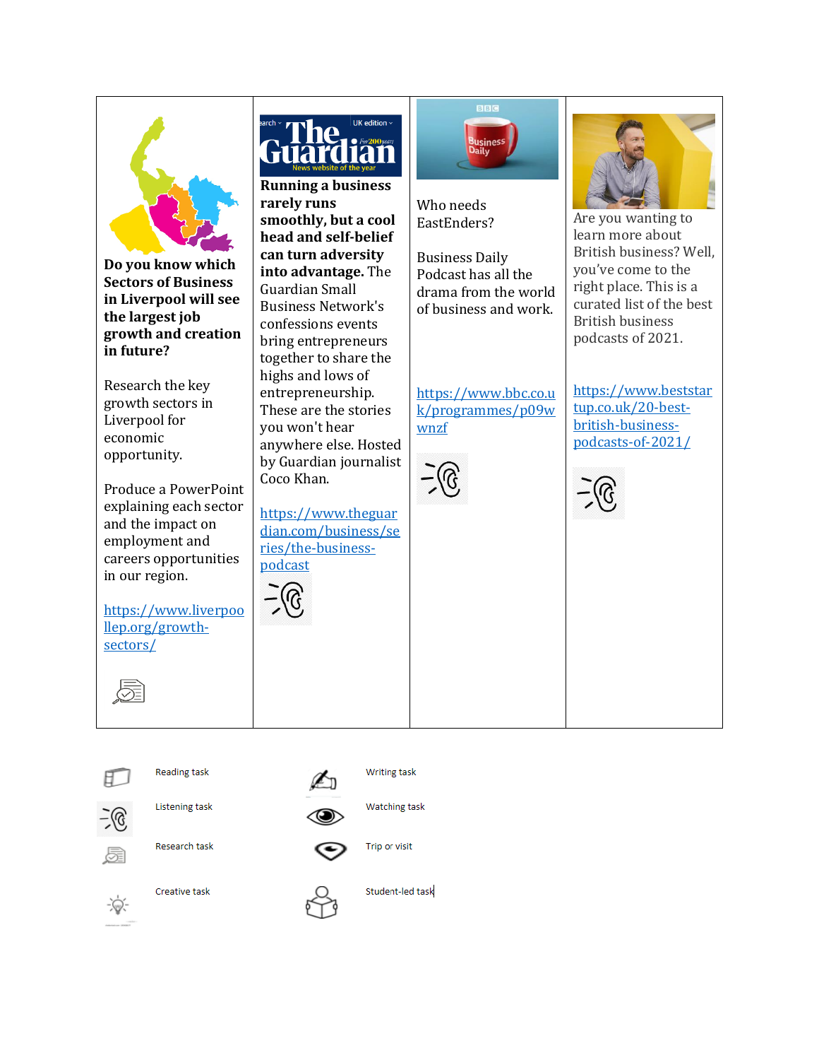| | | | |
|---|---|---|---|
| **Do you know which Sectors of Business in Liverpool will see the largest job growth and creation in future?** Research the key growth sectors in Liverpool for economic opportunity. Produce a PowerPoint explaining each sector and the impact on employment and careers opportunities in our region. https://www.liverpoollep.org/growth-sectors/ | **Running a business rarely runs smoothly, but a cool head and self-belief can turn adversity into advantage.** The Guardian Small Business Network's confessions events bring entrepreneurs together to share the highs and lows of entrepreneurship. These are the stories you won't hear anywhere else. Hosted by Guardian journalist Coco Khan. https://www.theguardian.com/business/series/the-business-podcast | Who needs EastEnders? Business Daily Podcast has all the drama from the world of business and work. https://www.bbc.co.uk/programmes/p09wwnzf | Are you wanting to learn more about British business? Well, you've come to the right place. This is a curated list of the best British business podcasts of 2021. https://www.beststartup.co.uk/20-best-british-business-podcasts-of-2021/ |

| | | | |
|---|---|---|---|
| | Reading task | | Writing task |
| | Listening task | | Watching task |
| | Research task | | Trip or visit |
| | Creative task | | Student-led task |